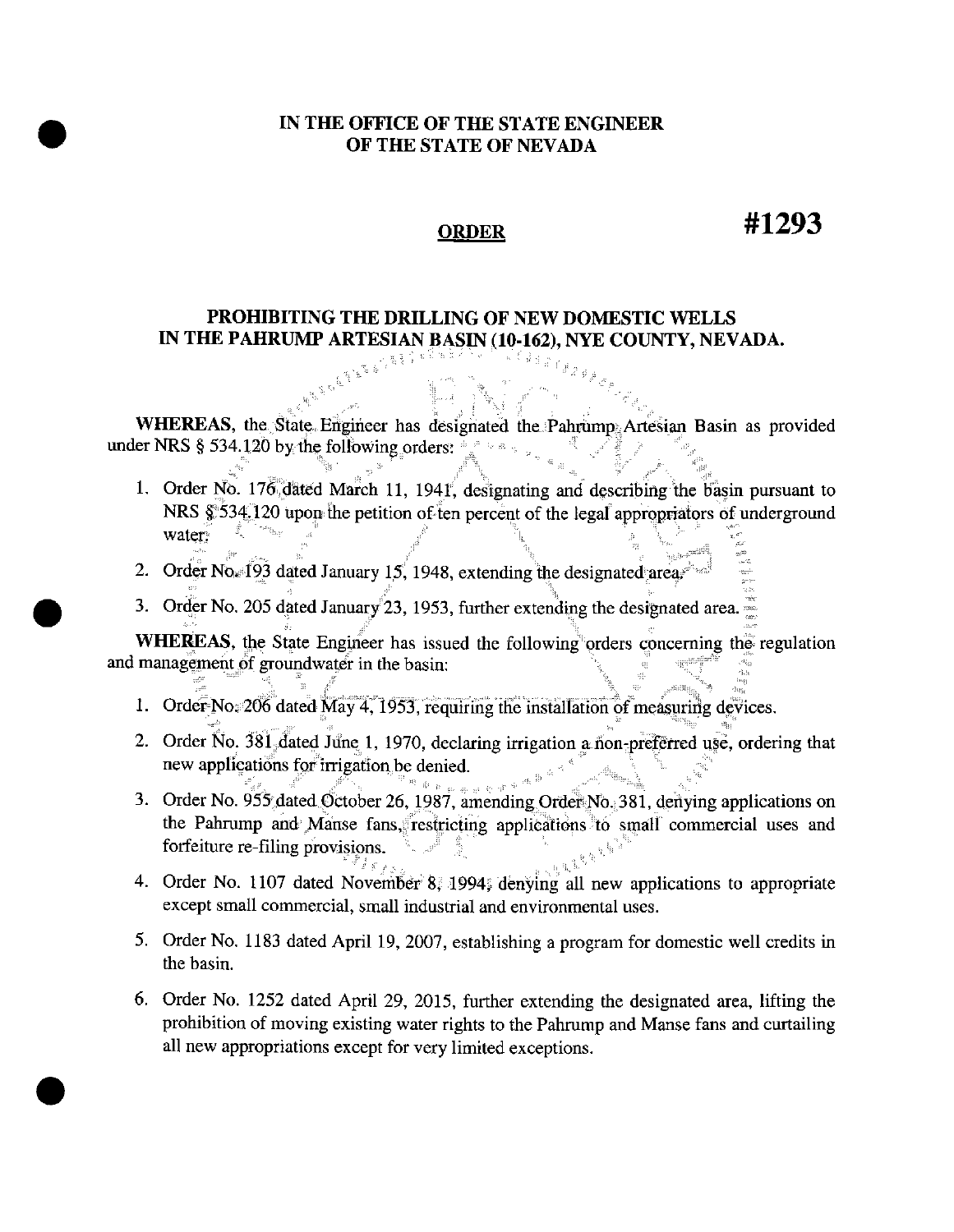# IN THE OFFICE OF THE STATE ENGINEER OF THE STATE OF NEVADA

## ORDER #1293

### PROHIBITING THE DRILLING OF NEW DOMESTIC WELLS IN THE PAHRUMP ARTESIAN BASIN (10-162), NYE COUNTY, NEVADA.

**WHEREAS**, the State Engineer has designated the Pahrump Artesian Basin as provided under NRS § 534.120 by the following orders:

1. Order No. 176 dated March 11, 1941, designating and describing the basin pursuant to NRS § 534.120 upon the petition of ten percent of the legal appropriators of underground water;
2. Order No. 193 dated January 15, 1948, extending the designated area;
3. Order No. 205 dated January 23, 1953, further extending the designated area.

**WHEREAS**, the State Engineer has issued the following orders concerning the regulation and management of groundwater in the basin:

1. Order No. 206 dated May 4, 1953, requiring the installation of measuring devices.
2. Order No. 381 dated June 1, 1970, declaring irrigation a non-preferred use, ordering that new applications for irrigation be denied.
3. Order No. 955 dated October 26, 1987, amending Order No. 381, denying applications on the Pahrump and Manse fans, restricting applications to small commercial uses and forfeiture re-filing provisions.
4. Order No. 1107 dated November 8, 1994, denying all new applications to appropriate except small commercial, small industrial and environmental uses.
5. Order No. 1183 dated April 19, 2007, establishing a program for domestic well credits in the basin.
6. Order No. 1252 dated April 29, 2015, further extending the designated area, lifting the prohibition of moving existing water rights to the Pahrump and Manse fans and curtailing all new appropriations except for very limited exceptions.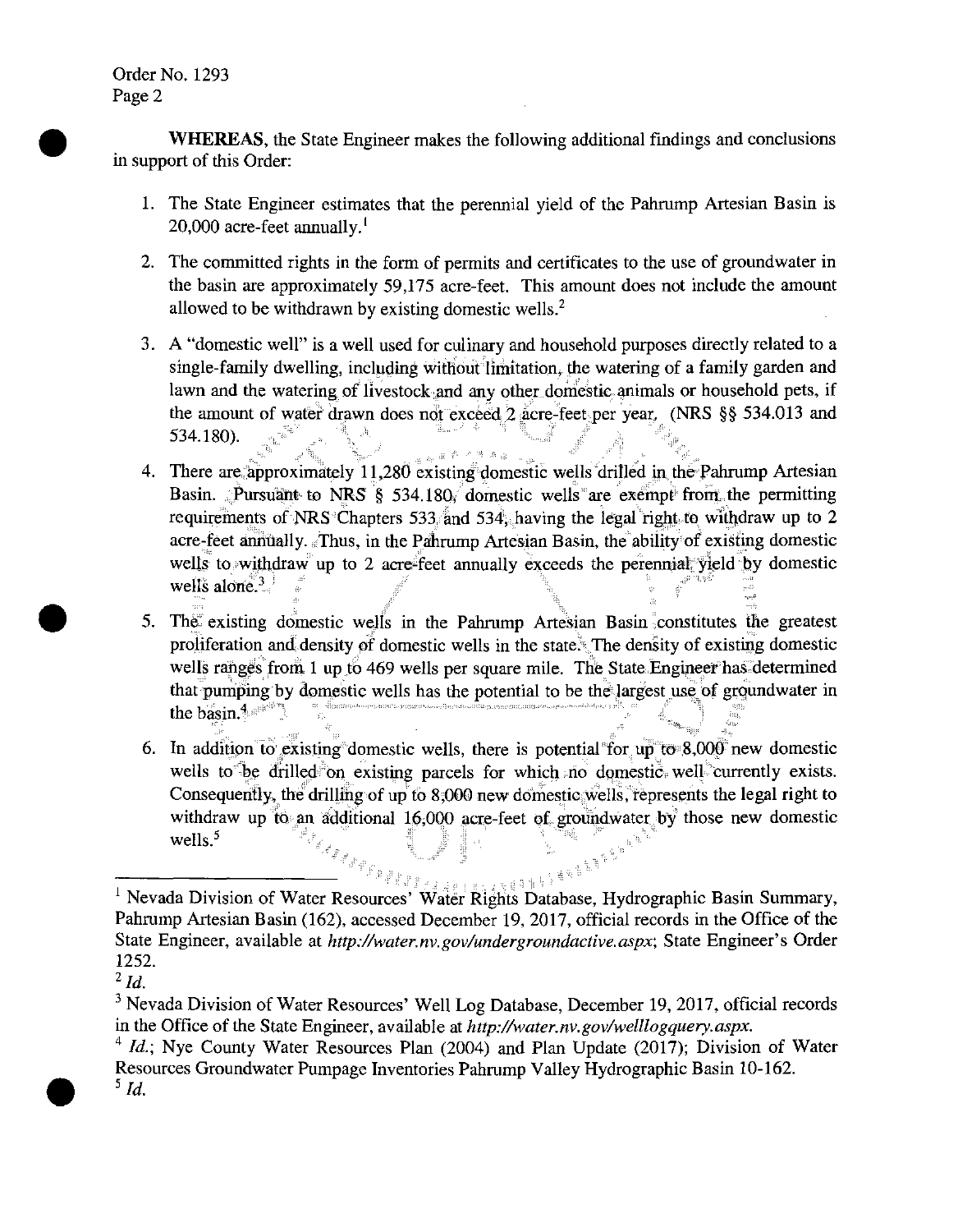**WHEREAS**, the State Engineer makes the following additional findings and conclusions in support of this Order:

1. The State Engineer estimates that the perennial yield of the Pahrump Artesian Basin is 20,000 acre-feet annually.[1]

2. The committed rights in the form of permits and certificates to the use of groundwater in the basin are approximately 59,175 acre-feet. This amount does not include the amount allowed to be withdrawn by existing domestic wells.[2]

3. A "domestic well" is a well used for culinary and household purposes directly related to a single-family dwelling, including without limitation, the watering of a family garden and lawn and the watering of livestock and any other domestic animals or household pets, if the amount of water drawn does not exceed 2 acre-feet per year, (NRS §§ 534.013 and 534.180).

4. There are approximately 11,280 existing domestic wells drilled in the Pahrump Artesian Basin. Pursuant to NRS § 534.180, domestic wells are exempt from the permitting requirements of NRS Chapters 533 and 534, having the legal right to withdraw up to 2 acre-feet annually. Thus, in the Pahrump Artesian Basin, the ability of existing domestic wells to withdraw up to 2 acre-feet annually exceeds the perennial yield by domestic wells alone.[3]

5. The existing domestic wells in the Pahrump Artesian Basin constitutes the greatest proliferation and density of domestic wells in the state. The density of existing domestic wells ranges from 1 up to 469 wells per square mile. The State Engineer has determined that pumping by domestic wells has the potential to be the largest use of groundwater in the basin.[4]

6. In addition to existing domestic wells, there is potential for up to 8,000 new domestic wells to be drilled on existing parcels for which no domestic well currently exists. Consequently, the drilling of up to 8,000 new domestic wells, represents the legal right to withdraw up to an additional 16,000 acre-feet of groundwater by those new domestic wells.[5]

---

[1] Nevada Division of Water Resources' Water Rights Database, Hydrographic Basin Summary, Pahrump Artesian Basin (162), accessed December 19, 2017, official records in the Office of the State Engineer, available at *http://water.nv.gov/undergroundactive.aspx*; State Engineer's Order 1252.

[2] *Id.*

[3] Nevada Division of Water Resources' Well Log Database, December 19, 2017, official records in the Office of the State Engineer, available at *http://water.nv.gov/welllogquery.aspx.*

[4] *Id.*; Nye County Water Resources Plan (2004) and Plan Update (2017); Division of Water Resources Groundwater Pumpage Inventories Pahrump Valley Hydrographic Basin 10-162.

[5] *Id.*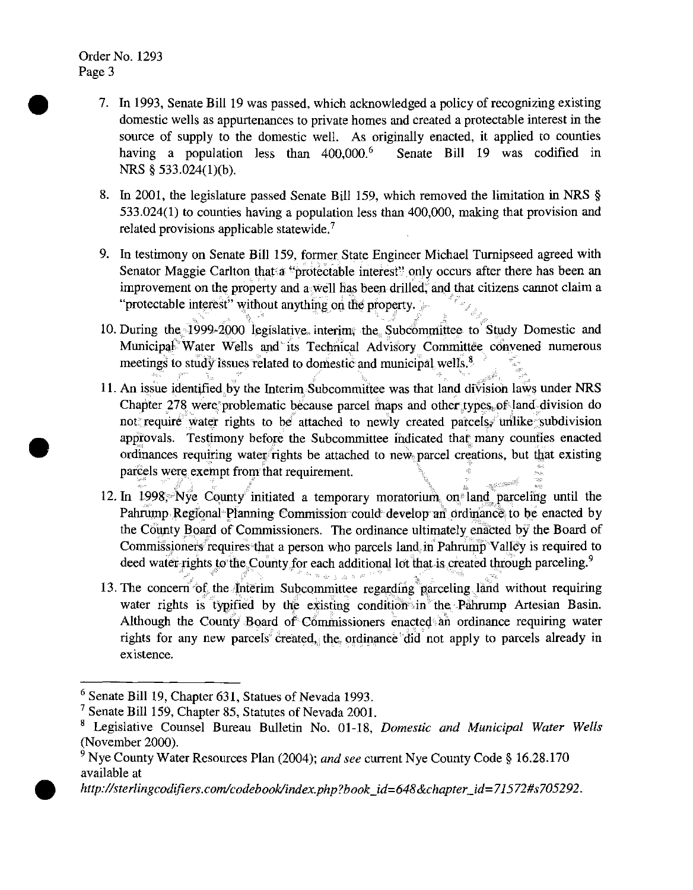7. In 1993, Senate Bill 19 was passed, which acknowledged a policy of recognizing existing domestic wells as appurtenances to private homes and created a protectable interest in the source of supply to the domestic well. As originally enacted, it applied to counties having a population less than 400,000.[6] Senate Bill 19 was codified in NRS § 533.024(1)(b).

8. In 2001, the legislature passed Senate Bill 159, which removed the limitation in NRS § 533.024(1) to counties having a population less than 400,000, making that provision and related provisions applicable statewide.[7]

9. In testimony on Senate Bill 159, former State Engineer Michael Turnipseed agreed with Senator Maggie Carlton that a "protectable interest" only occurs after there has been an improvement on the property and a well has been drilled, and that citizens cannot claim a "protectable interest" without anything on the property.

10. During the 1999-2000 legislative interim, the Subcommittee to Study Domestic and Municipal Water Wells and its Technical Advisory Committee convened numerous meetings to study issues related to domestic and municipal wells.[8]

11. An issue identified by the Interim Subcommittee was that land division laws under NRS Chapter 278 were problematic because parcel maps and other types of land division do not require water rights to be attached to newly created parcels, unlike subdivision approvals. Testimony before the Subcommittee indicated that many counties enacted ordinances requiring water rights be attached to new parcel creations, but that existing parcels were exempt from that requirement.

12. In 1998, Nye County initiated a temporary moratorium on land parceling until the Pahrump Regional Planning Commission could develop an ordinance to be enacted by the County Board of Commissioners. The ordinance ultimately enacted by the Board of Commissioners requires that a person who parcels land in Pahrump Valley is required to deed water rights to the County for each additional lot that is created through parceling.[9]

13. The concern of the Interim Subcommittee regarding parceling land without requiring water rights is typified by the existing condition in the Pahrump Artesian Basin. Although the County Board of Commissioners enacted an ordinance requiring water rights for any new parcels created, the ordinance did not apply to parcels already in existence.

---

[6] Senate Bill 19, Chapter 631, Statues of Nevada 1993.

[7] Senate Bill 159, Chapter 85, Statutes of Nevada 2001.

[8] Legislative Counsel Bureau Bulletin No. 01-18, *Domestic and Municipal Water Wells* (November 2000).

[9] Nye County Water Resources Plan (2004); *and see* current Nye County Code § 16.28.170 available at *http://sterlingcodifiers.com/codebook/index.php?book_id=648&chapter_id=71572#s705292*.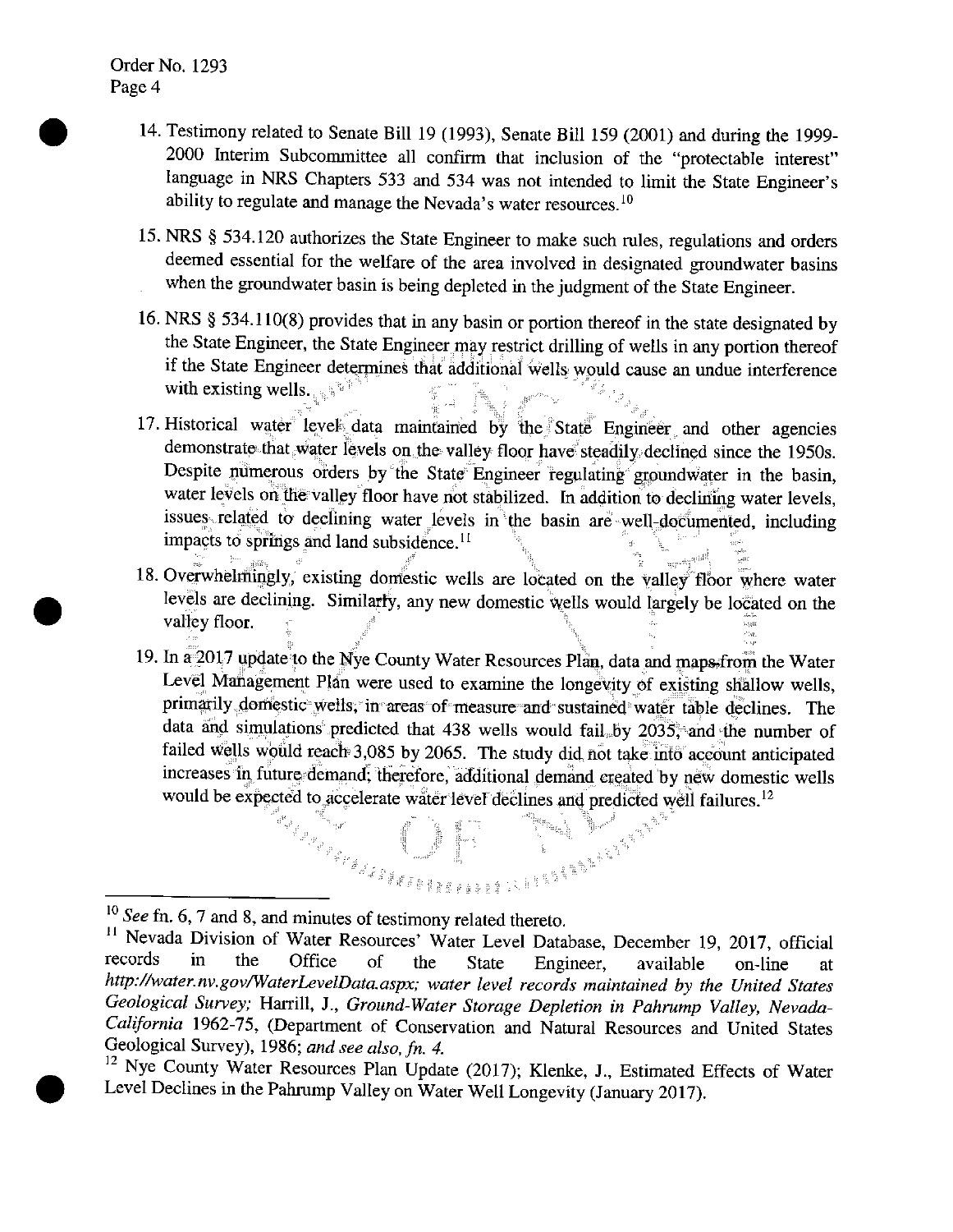14. Testimony related to Senate Bill 19 (1993), Senate Bill 159 (2001) and during the 1999-2000 Interim Subcommittee all confirm that inclusion of the "protectable interest" language in NRS Chapters 533 and 534 was not intended to limit the State Engineer's ability to regulate and manage the Nevada's water resources.[10]

15. NRS § 534.120 authorizes the State Engineer to make such rules, regulations and orders deemed essential for the welfare of the area involved in designated groundwater basins when the groundwater basin is being depleted in the judgment of the State Engineer.

16. NRS § 534.110(8) provides that in any basin or portion thereof in the state designated by the State Engineer, the State Engineer may restrict drilling of wells in any portion thereof if the State Engineer determines that additional wells would cause an undue interference with existing wells.

17. Historical water level data maintained by the State Engineer and other agencies demonstrate that water levels on the valley floor have steadily declined since the 1950s. Despite numerous orders by the State Engineer regulating groundwater in the basin, water levels on the valley floor have not stabilized. In addition to declining water levels, issues related to declining water levels in the basin are well-documented, including impacts to springs and land subsidence.[11]

18. Overwhelmingly, existing domestic wells are located on the valley floor where water levels are declining. Similarly, any new domestic wells would largely be located on the valley floor.

19. In a 2017 update to the Nye County Water Resources Plan, data and maps from the Water Level Management Plan were used to examine the longevity of existing shallow wells, primarily domestic wells, in areas of measure and sustained water table declines. The data and simulations predicted that 438 wells would fail by 2035, and the number of failed wells would reach 3,085 by 2065. The study did not take into account anticipated increases in future demand; therefore, additional demand created by new domestic wells would be expected to accelerate water level declines and predicted well failures.[12]

---

[10] *See* fn. 6, 7 and 8, and minutes of testimony related thereto.

[11] Nevada Division of Water Resources' Water Level Database, December 19, 2017, official records in the Office of the State Engineer, available on-line at *http://water.nv.gov/WaterLevelData.aspx; water level records maintained by the United States Geological Survey;* Harrill, J., *Ground-Water Storage Depletion in Pahrump Valley, Nevada-California* 1962-75, (Department of Conservation and Natural Resources and United States Geological Survey), 1986; *and see also, fn. 4.*

[12] Nye County Water Resources Plan Update (2017); Klenke, J., Estimated Effects of Water Level Declines in the Pahrump Valley on Water Well Longevity (January 2017).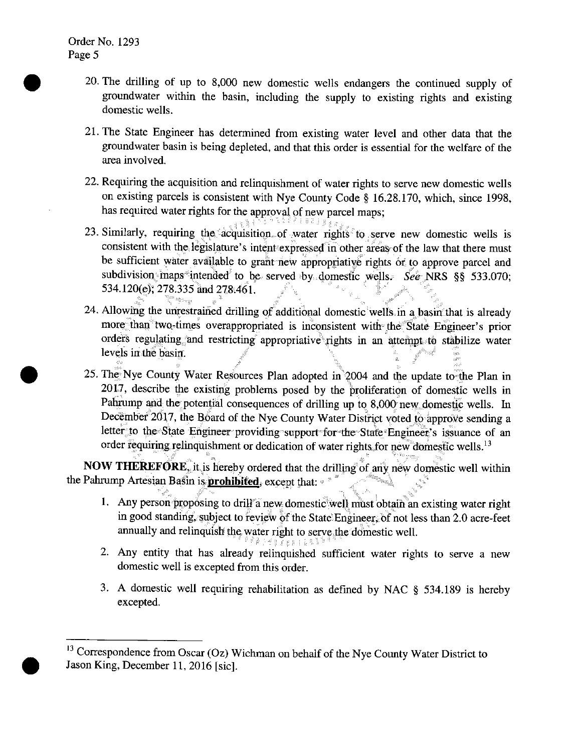20. The drilling of up to 8,000 new domestic wells endangers the continued supply of groundwater within the basin, including the supply to existing rights and existing domestic wells.

21. The State Engineer has determined from existing water level and other data that the groundwater basin is being depleted, and that this order is essential for the welfare of the area involved.

22. Requiring the acquisition and relinquishment of water rights to serve new domestic wells on existing parcels is consistent with Nye County Code § 16.28.170, which, since 1998, has required water rights for the approval of new parcel maps;

23. Similarly, requiring the acquisition of water rights to serve new domestic wells is consistent with the legislature's intent expressed in other areas of the law that there must be sufficient water available to grant new appropriative rights or to approve parcel and subdivision maps intended to be served by domestic wells. *See* NRS §§ 533.070; 534.120(e); 278.335 and 278.461.

24. Allowing the unrestrained drilling of additional domestic wells in a basin that is already more than two-times overappropriated is inconsistent with the State Engineer's prior orders regulating and restricting appropriative rights in an attempt to stabilize water levels in the basin.

25. The Nye County Water Resources Plan adopted in 2004 and the update to the Plan in 2017, describe the existing problems posed by the proliferation of domestic wells in Pahrump and the potential consequences of drilling up to 8,000 new domestic wells. In December 2017, the Board of the Nye County Water District voted to approve sending a letter to the State Engineer providing support for the State Engineer's issuance of an order requiring relinquishment or dedication of water rights for new domestic wells.[13]

**NOW THEREFORE**, it is hereby ordered that the drilling of any new domestic well within the Pahrump Artesian Basin is **prohibited**, except that:

1. Any person proposing to drill a new domestic well must obtain an existing water right in good standing, subject to review of the State Engineer, of not less than 2.0 acre-feet annually and relinquish the water right to serve the domestic well.

2. Any entity that has already relinquished sufficient water rights to serve a new domestic well is excepted from this order.

3. A domestic well requiring rehabilitation as defined by NAC § 534.189 is hereby excepted.

---

[13] Correspondence from Oscar (Oz) Wichman on behalf of the Nye County Water District to Jason King, December 11, 2016 [sic].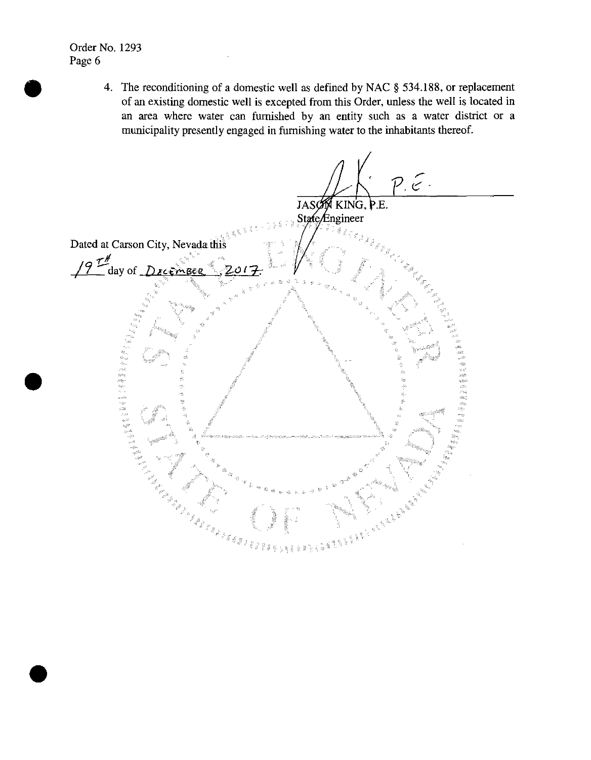4. The reconditioning of a domestic well as defined by NAC § 534.188, or replacement of an existing domestic well is excepted from this Order, unless the well is located in an area where water can furnished by an entity such as a water district or a municipality presently engaged in furnishing water to the inhabitants thereof.

JASON KING, P.E.
State Engineer

Dated at Carson City, Nevada this
19TH day of DECEMBER, 2017.